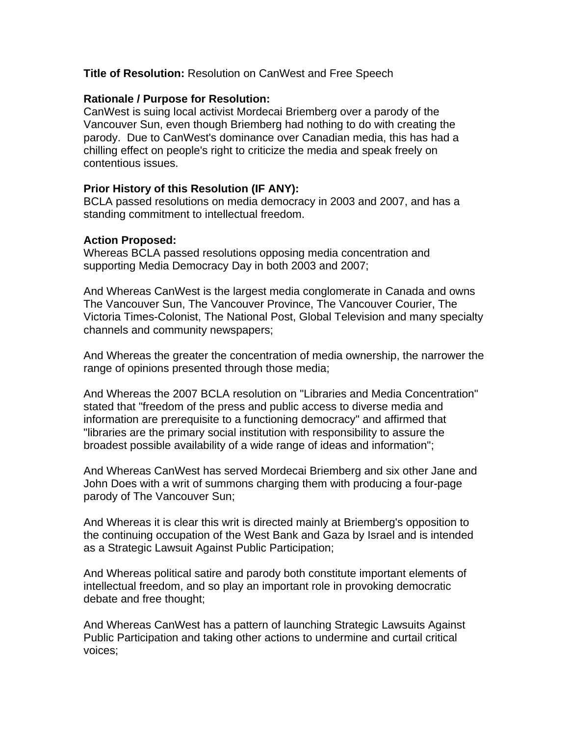**Title of Resolution:** Resolution on CanWest and Free Speech

**Rationale / Purpose for Resolution:**
CanWest is suing local activist Mordecai Briemberg over a parody of the Vancouver Sun, even though Briemberg had nothing to do with creating the parody. Due to CanWest's dominance over Canadian media, this has had a chilling effect on people's right to criticize the media and speak freely on contentious issues.

**Prior History of this Resolution (IF ANY):**
BCLA passed resolutions on media democracy in 2003 and 2007, and has a standing commitment to intellectual freedom.

**Action Proposed:**
Whereas BCLA passed resolutions opposing media concentration and supporting Media Democracy Day in both 2003 and 2007;

And Whereas CanWest is the largest media conglomerate in Canada and owns The Vancouver Sun, The Vancouver Province, The Vancouver Courier, The Victoria Times-Colonist, The National Post, Global Television and many specialty channels and community newspapers;

And Whereas the greater the concentration of media ownership, the narrower the range of opinions presented through those media;

And Whereas the 2007 BCLA resolution on "Libraries and Media Concentration" stated that "freedom of the press and public access to diverse media and information are prerequisite to a functioning democracy" and affirmed that "libraries are the primary social institution with responsibility to assure the broadest possible availability of a wide range of ideas and information";

And Whereas CanWest has served Mordecai Briemberg and six other Jane and John Does with a writ of summons charging them with producing a four-page parody of The Vancouver Sun;

And Whereas it is clear this writ is directed mainly at Briemberg's opposition to the continuing occupation of the West Bank and Gaza by Israel and is intended as a Strategic Lawsuit Against Public Participation;

And Whereas political satire and parody both constitute important elements of intellectual freedom, and so play an important role in provoking democratic debate and free thought;

And Whereas CanWest has a pattern of launching Strategic Lawsuits Against Public Participation and taking other actions to undermine and curtail critical voices;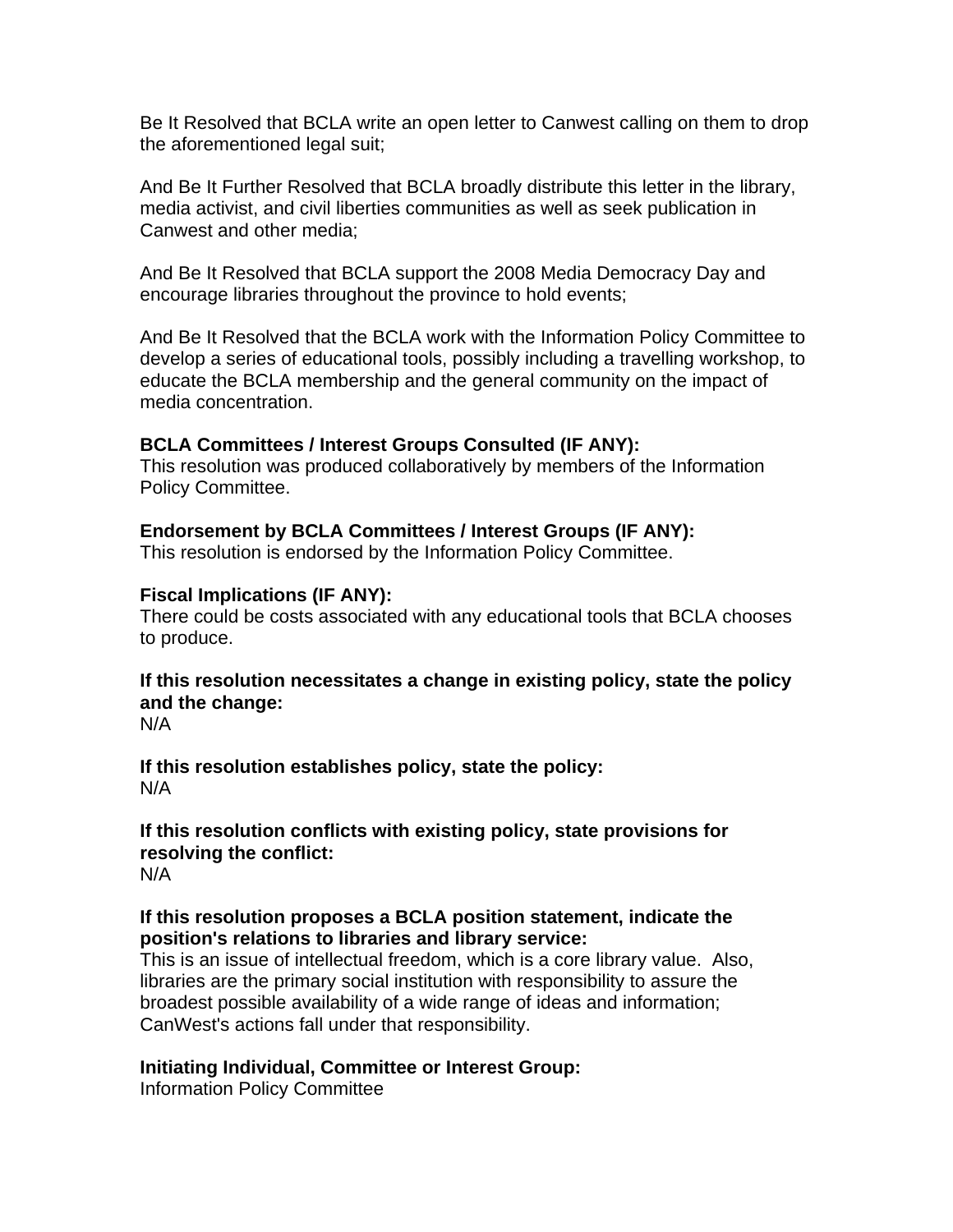Be It Resolved that BCLA write an open letter to Canwest calling on them to drop the aforementioned legal suit;

And Be It Further Resolved that BCLA broadly distribute this letter in the library, media activist, and civil liberties communities as well as seek publication in Canwest and other media;

And Be It Resolved that BCLA support the 2008 Media Democracy Day and encourage libraries throughout the province to hold events;

And Be It Resolved that the BCLA work with the Information Policy Committee to develop a series of educational tools, possibly including a travelling workshop, to educate the BCLA membership and the general community on the impact of media concentration.

**BCLA Committees / Interest Groups Consulted (IF ANY):**
This resolution was produced collaboratively by members of the Information Policy Committee.

**Endorsement by BCLA Committees / Interest Groups (IF ANY):**
This resolution is endorsed by the Information Policy Committee.

**Fiscal Implications (IF ANY):**
There could be costs associated with any educational tools that BCLA chooses to produce.

**If this resolution necessitates a change in existing policy, state the policy and the change:**
N/A

**If this resolution establishes policy, state the policy:**
N/A

**If this resolution conflicts with existing policy, state provisions for resolving the conflict:**
N/A

**If this resolution proposes a BCLA position statement, indicate the position's relations to libraries and library service:**
This is an issue of intellectual freedom, which is a core library value. Also, libraries are the primary social institution with responsibility to assure the broadest possible availability of a wide range of ideas and information; CanWest's actions fall under that responsibility.

**Initiating Individual, Committee or Interest Group:**
Information Policy Committee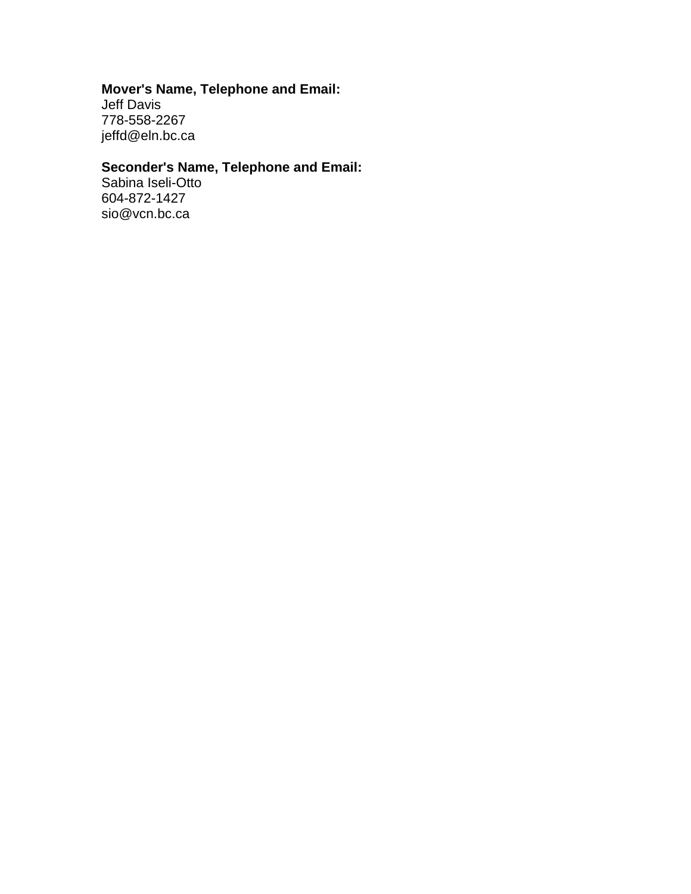**Mover's Name, Telephone and Email:**
Jeff Davis
778-558-2267
jeffd@eln.bc.ca

**Seconder's Name, Telephone and Email:**
Sabina Iseli-Otto
604-872-1427
sio@vcn.bc.ca